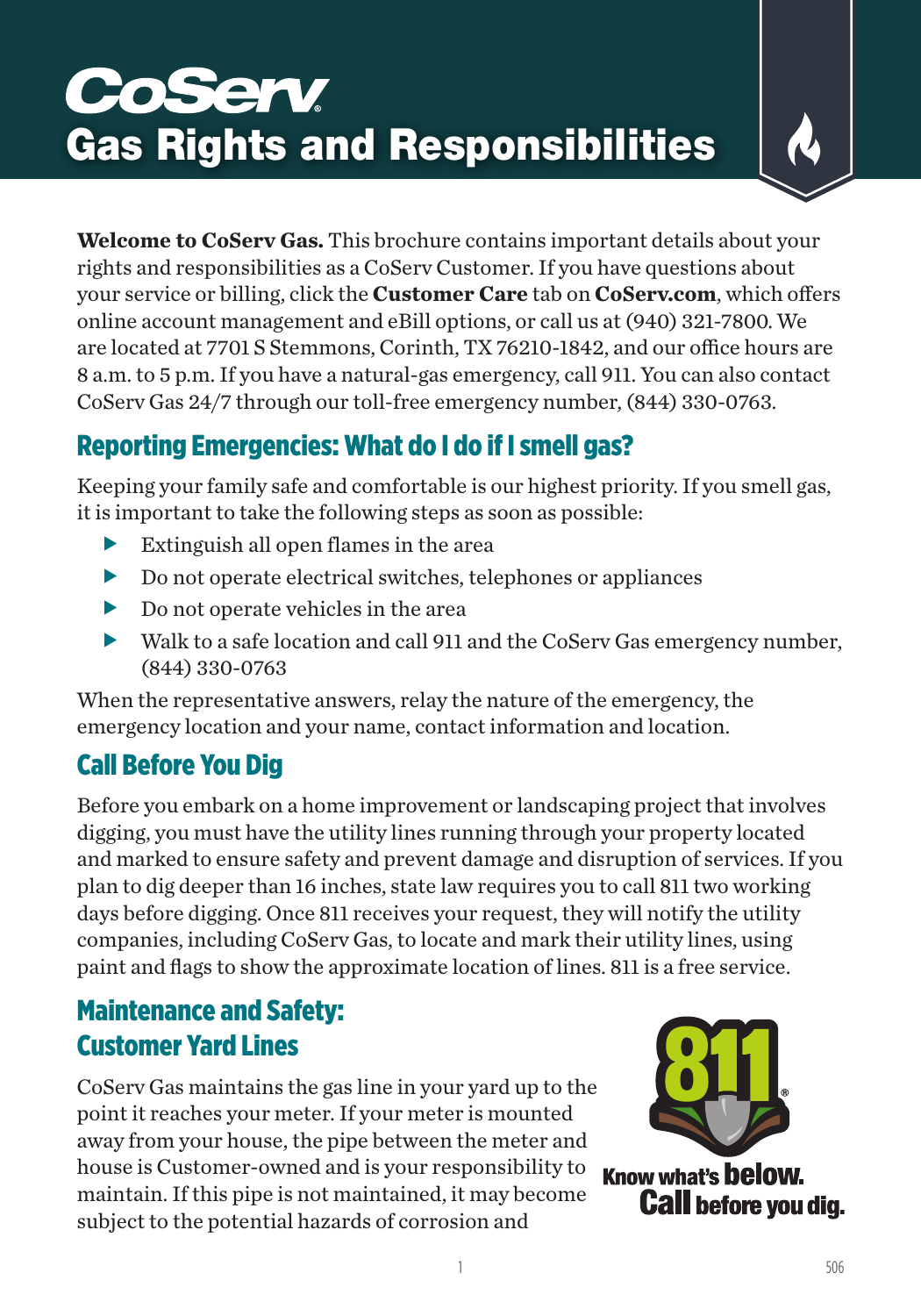# CoServ Gas Rights and Responsibilities

**Welcome to CoServ Gas.** This brochure contains important details about your rights and responsibilities as a CoServ Customer. If you have questions about your service or billing, click the **Customer Care** tab on **CoServ.com**, which offers online account management and eBill options, or call us at (940) 321-7800. We are located at 7701 S Stemmons, Corinth, TX 76210-1842, and our office hours are 8 a.m. to 5 p.m. If you have a natural-gas emergency, call 911. You can also contact CoServ Gas 24/7 through our toll-free emergency number, (844) 330-0763.

## Reporting Emergencies: What do I do if I smell gas?

Keeping your family safe and comfortable is our highest priority. If you smell gas, it is important to take the following steps as soon as possible:

- Extinguish all open flames in the area
- Do not operate electrical switches, telephones or appliances
- Do not operate vehicles in the area
- Walk to a safe location and call 911 and the CoServ Gas emergency number, (844) 330-0763

When the representative answers, relay the nature of the emergency, the emergency location and your name, contact information and location.

## Call Before You Dig

Before you embark on a home improvement or landscaping project that involves digging, you must have the utility lines running through your property located and marked to ensure safety and prevent damage and disruption of services. If you plan to dig deeper than 16 inches, state law requires you to call 811 two working days before digging. Once 811 receives your request, they will notify the utility companies, including CoServ Gas, to locate and mark their utility lines, using paint and flags to show the approximate location of lines. 811 is a free service.

## Maintenance and Safety: Customer Yard Lines

CoServ Gas maintains the gas line in your yard up to the point it reaches your meter. If your meter is mounted away from your house, the pipe between the meter and house is Customer-owned and is your responsibility to maintain. If this pipe is not maintained, it may become subject to the potential hazards of corrosion and

811 Know what's **below.** **Call** before you dig.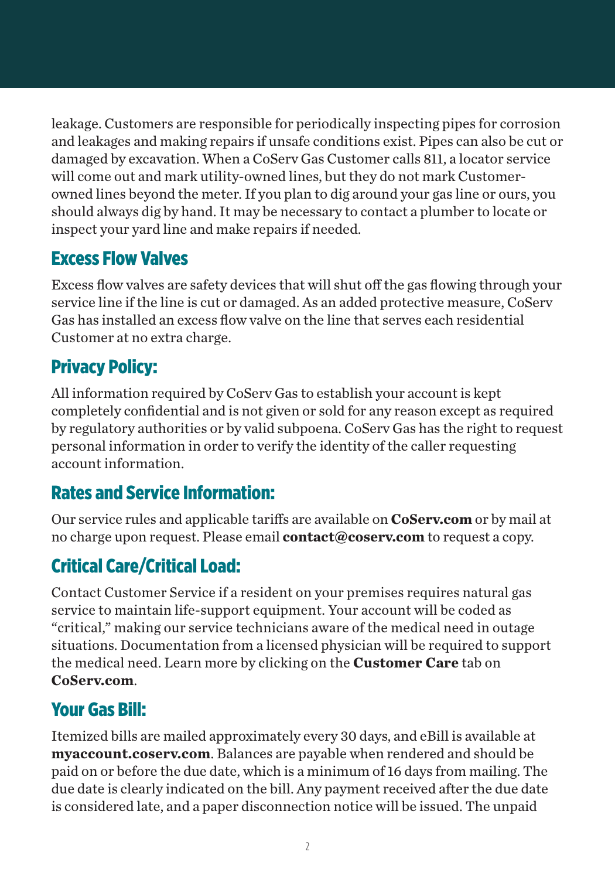leakage. Customers are responsible for periodically inspecting pipes for corrosion and leakages and making repairs if unsafe conditions exist. Pipes can also be cut or damaged by excavation. When a CoServ Gas Customer calls 811, a locator service will come out and mark utility-owned lines, but they do not mark Customer-owned lines beyond the meter. If you plan to dig around your gas line or ours, you should always dig by hand. It may be necessary to contact a plumber to locate or inspect your yard line and make repairs if needed.

## Excess Flow Valves

Excess flow valves are safety devices that will shut off the gas flowing through your service line if the line is cut or damaged. As an added protective measure, CoServ Gas has installed an excess flow valve on the line that serves each residential Customer at no extra charge.

## Privacy Policy:

All information required by CoServ Gas to establish your account is kept completely confidential and is not given or sold for any reason except as required by regulatory authorities or by valid subpoena. CoServ Gas has the right to request personal information in order to verify the identity of the caller requesting account information.

## Rates and Service Information:

Our service rules and applicable tariffs are available on **CoServ.com** or by mail at no charge upon request. Please email **contact@coserv.com** to request a copy.

## Critical Care/Critical Load:

Contact Customer Service if a resident on your premises requires natural gas service to maintain life-support equipment. Your account will be coded as "critical," making our service technicians aware of the medical need in outage situations. Documentation from a licensed physician will be required to support the medical need. Learn more by clicking on the **Customer Care** tab on **CoServ.com**.

## Your Gas Bill:

Itemized bills are mailed approximately every 30 days, and eBill is available at **myaccount.coserv.com**. Balances are payable when rendered and should be paid on or before the due date, which is a minimum of 16 days from mailing. The due date is clearly indicated on the bill. Any payment received after the due date is considered late, and a paper disconnection notice will be issued. The unpaid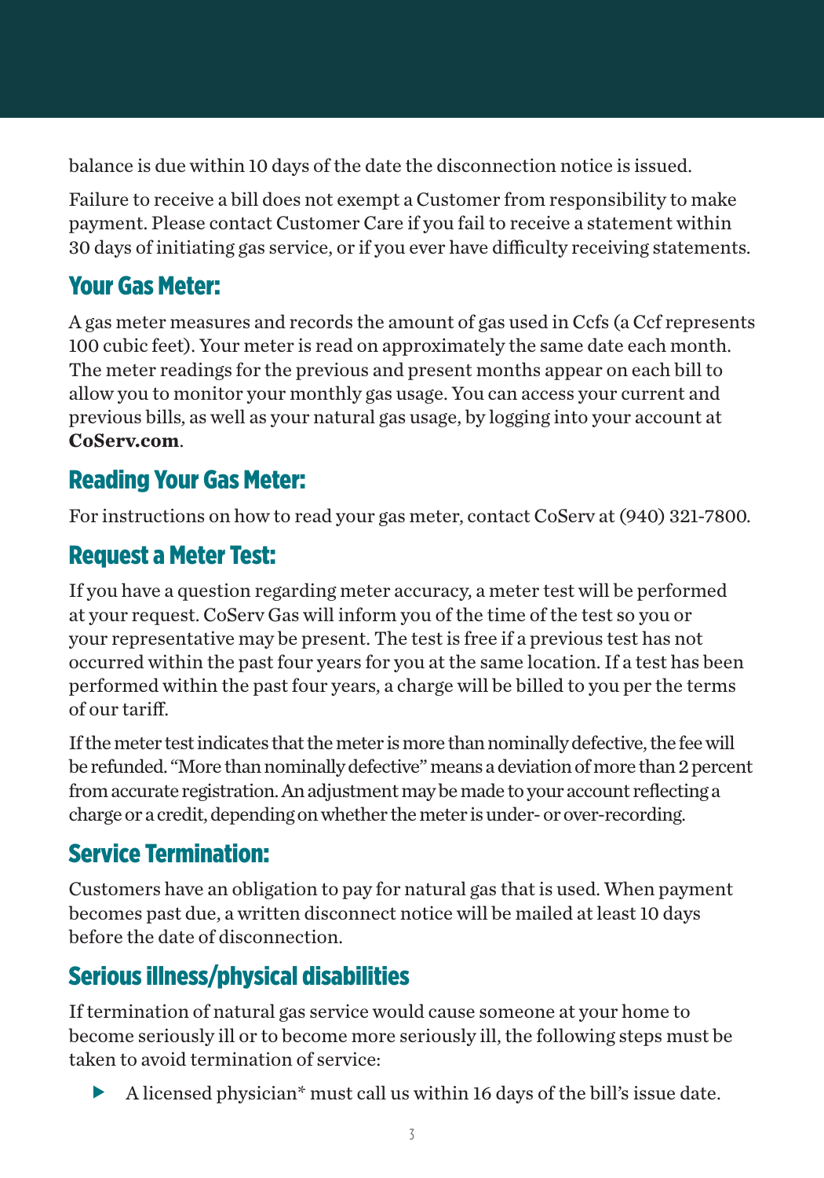balance is due within 10 days of the date the disconnection notice is issued.

Failure to receive a bill does not exempt a Customer from responsibility to make payment. Please contact Customer Care if you fail to receive a statement within 30 days of initiating gas service, or if you ever have difficulty receiving statements.

## Your Gas Meter:

A gas meter measures and records the amount of gas used in Ccfs (a Ccf represents 100 cubic feet). Your meter is read on approximately the same date each month. The meter readings for the previous and present months appear on each bill to allow you to monitor your monthly gas usage. You can access your current and previous bills, as well as your natural gas usage, by logging into your account at **CoServ.com**.

## Reading Your Gas Meter:

For instructions on how to read your gas meter, contact CoServ at (940) 321-7800.

## Request a Meter Test:

If you have a question regarding meter accuracy, a meter test will be performed at your request. CoServ Gas will inform you of the time of the test so you or your representative may be present. The test is free if a previous test has not occurred within the past four years for you at the same location. If a test has been performed within the past four years, a charge will be billed to you per the terms of our tariff.

If the meter test indicates that the meter is more than nominally defective, the fee will be refunded. "More than nominally defective" means a deviation of more than 2 percent from accurate registration. An adjustment may be made to your account reflecting a charge or a credit, depending on whether the meter is under- or over-recording.

## Service Termination:

Customers have an obligation to pay for natural gas that is used. When payment becomes past due, a written disconnect notice will be mailed at least 10 days before the date of disconnection.

## Serious illness/physical disabilities

If termination of natural gas service would cause someone at your home to become seriously ill or to become more seriously ill, the following steps must be taken to avoid termination of service:

- A licensed physician* must call us within 16 days of the bill's issue date.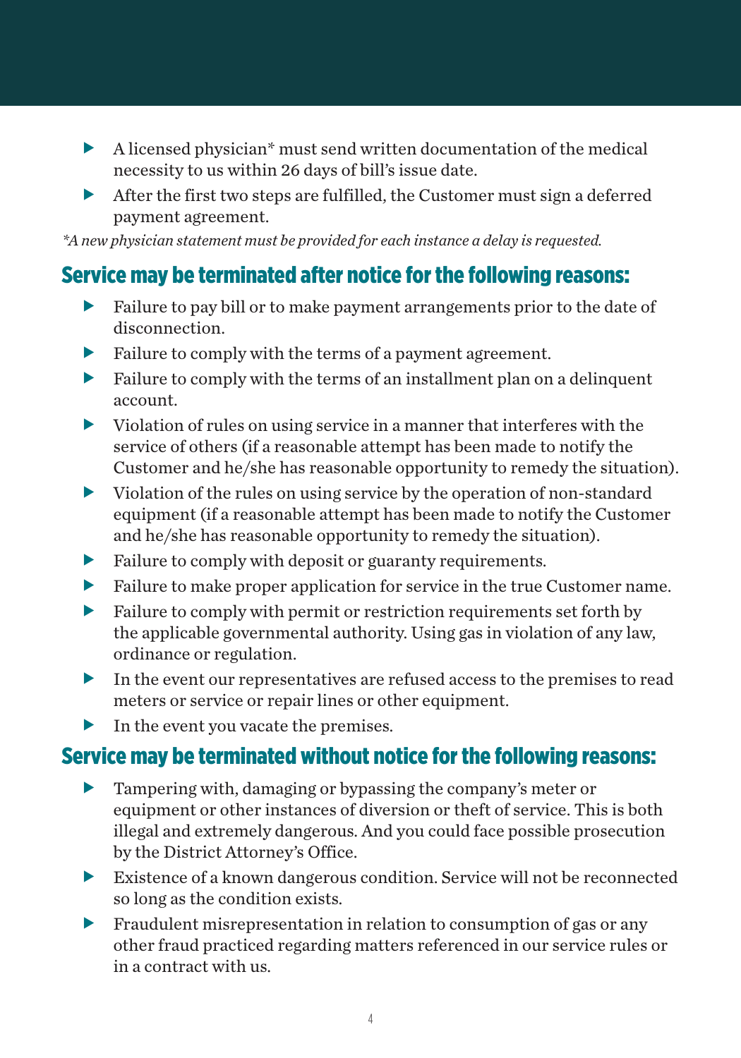- A licensed physician* must send written documentation of the medical necessity to us within 26 days of bill's issue date.
- After the first two steps are fulfilled, the Customer must sign a deferred payment agreement.

*\*A new physician statement must be provided for each instance a delay is requested.*

## Service may be terminated after notice for the following reasons:

- Failure to pay bill or to make payment arrangements prior to the date of disconnection.
- Failure to comply with the terms of a payment agreement.
- Failure to comply with the terms of an installment plan on a delinquent account.
- Violation of rules on using service in a manner that interferes with the service of others (if a reasonable attempt has been made to notify the Customer and he/she has reasonable opportunity to remedy the situation).
- Violation of the rules on using service by the operation of non-standard equipment (if a reasonable attempt has been made to notify the Customer and he/she has reasonable opportunity to remedy the situation).
- Failure to comply with deposit or guaranty requirements.
- Failure to make proper application for service in the true Customer name.
- Failure to comply with permit or restriction requirements set forth by the applicable governmental authority. Using gas in violation of any law, ordinance or regulation.
- In the event our representatives are refused access to the premises to read meters or service or repair lines or other equipment.
- In the event you vacate the premises.

## Service may be terminated without notice for the following reasons:

- Tampering with, damaging or bypassing the company's meter or equipment or other instances of diversion or theft of service. This is both illegal and extremely dangerous. And you could face possible prosecution by the District Attorney's Office.
- Existence of a known dangerous condition. Service will not be reconnected so long as the condition exists.
- Fraudulent misrepresentation in relation to consumption of gas or any other fraud practiced regarding matters referenced in our service rules or in a contract with us.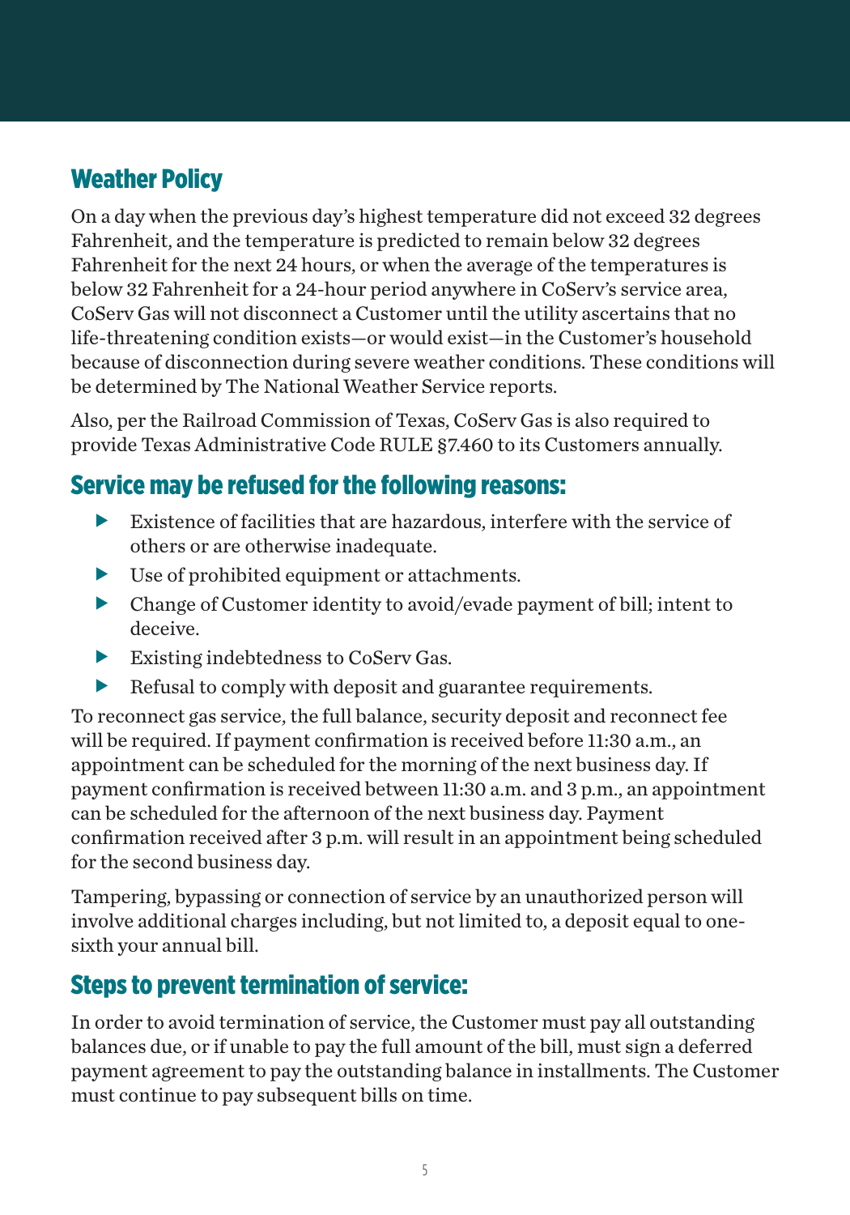## Weather Policy

On a day when the previous day's highest temperature did not exceed 32 degrees Fahrenheit, and the temperature is predicted to remain below 32 degrees Fahrenheit for the next 24 hours, or when the average of the temperatures is below 32 Fahrenheit for a 24-hour period anywhere in CoServ's service area, CoServ Gas will not disconnect a Customer until the utility ascertains that no life-threatening condition exists—or would exist—in the Customer's household because of disconnection during severe weather conditions. These conditions will be determined by The National Weather Service reports.

Also, per the Railroad Commission of Texas, CoServ Gas is also required to provide Texas Administrative Code RULE §7.460 to its Customers annually.

## Service may be refused for the following reasons:

- Existence of facilities that are hazardous, interfere with the service of others or are otherwise inadequate.
- Use of prohibited equipment or attachments.
- Change of Customer identity to avoid/evade payment of bill; intent to deceive.
- Existing indebtedness to CoServ Gas.
- Refusal to comply with deposit and guarantee requirements.

To reconnect gas service, the full balance, security deposit and reconnect fee will be required. If payment confirmation is received before 11:30 a.m., an appointment can be scheduled for the morning of the next business day. If payment confirmation is received between 11:30 a.m. and 3 p.m., an appointment can be scheduled for the afternoon of the next business day. Payment confirmation received after 3 p.m. will result in an appointment being scheduled for the second business day.

Tampering, bypassing or connection of service by an unauthorized person will involve additional charges including, but not limited to, a deposit equal to one-sixth your annual bill.

## Steps to prevent termination of service:

In order to avoid termination of service, the Customer must pay all outstanding balances due, or if unable to pay the full amount of the bill, must sign a deferred payment agreement to pay the outstanding balance in installments. The Customer must continue to pay subsequent bills on time.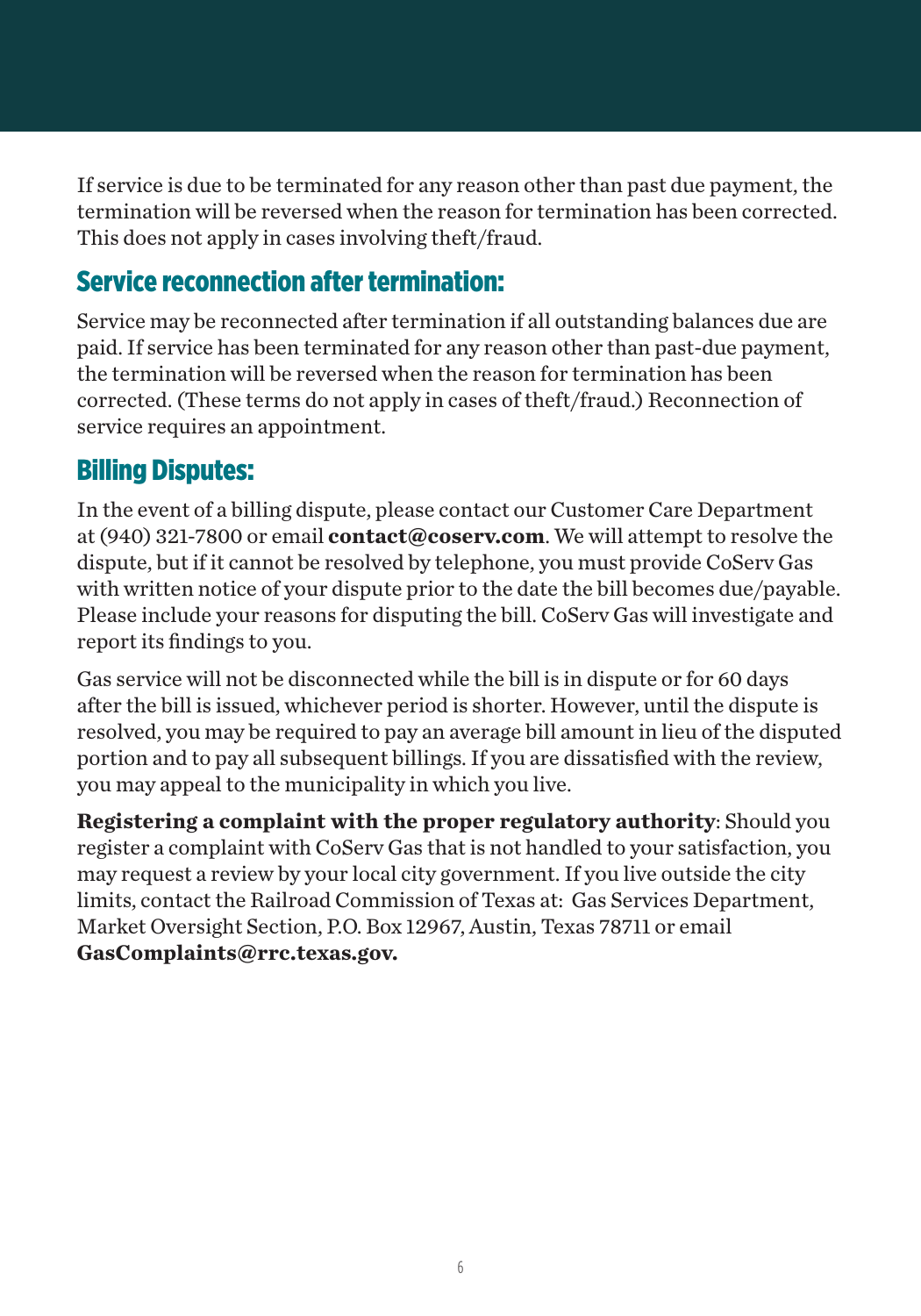If service is due to be terminated for any reason other than past due payment, the termination will be reversed when the reason for termination has been corrected. This does not apply in cases involving theft/fraud.

## Service reconnection after termination:

Service may be reconnected after termination if all outstanding balances due are paid. If service has been terminated for any reason other than past-due payment, the termination will be reversed when the reason for termination has been corrected. (These terms do not apply in cases of theft/fraud.) Reconnection of service requires an appointment.

## Billing Disputes:

In the event of a billing dispute, please contact our Customer Care Department at (940) 321-7800 or email **contact@coserv.com**. We will attempt to resolve the dispute, but if it cannot be resolved by telephone, you must provide CoServ Gas with written notice of your dispute prior to the date the bill becomes due/payable. Please include your reasons for disputing the bill. CoServ Gas will investigate and report its findings to you.

Gas service will not be disconnected while the bill is in dispute or for 60 days after the bill is issued, whichever period is shorter. However, until the dispute is resolved, you may be required to pay an average bill amount in lieu of the disputed portion and to pay all subsequent billings. If you are dissatisfied with the review, you may appeal to the municipality in which you live.

**Registering a complaint with the proper regulatory authority**: Should you register a complaint with CoServ Gas that is not handled to your satisfaction, you may request a review by your local city government. If you live outside the city limits, contact the Railroad Commission of Texas at: Gas Services Department, Market Oversight Section, P.O. Box 12967, Austin, Texas 78711 or email **GasComplaints@rrc.texas.gov.**